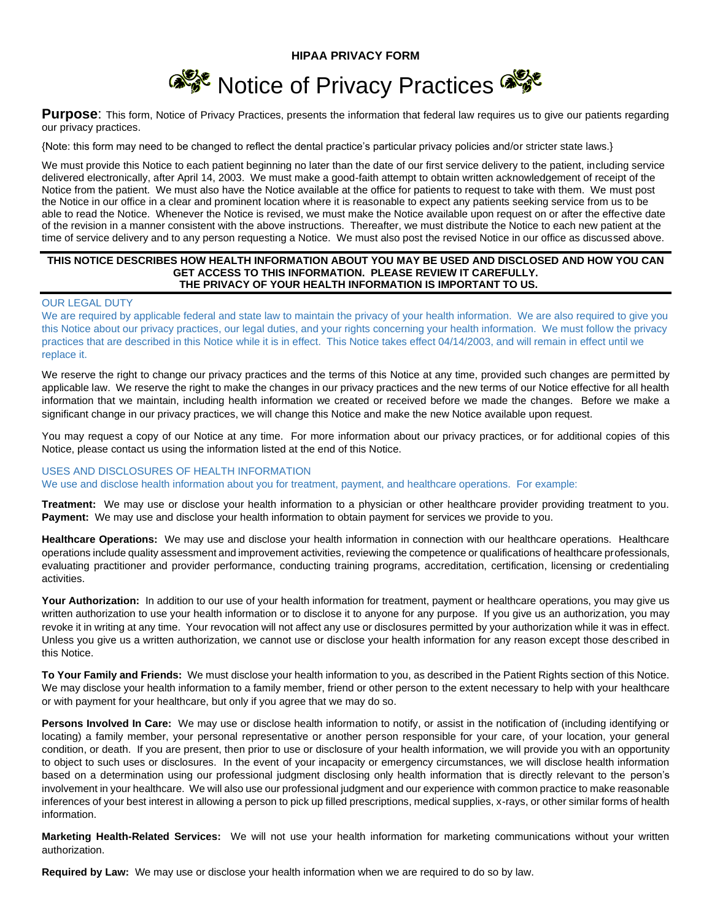**HIPAA PRIVACY FORM**

# Notice of Privacy Practices

**Purpose**: This form, Notice of Privacy Practices, presents the information that federal law requires us to give our patients regarding our privacy practices.

{Note: this form may need to be changed to reflect the dental practice's particular privacy policies and/or stricter state laws.}

We must provide this Notice to each patient beginning no later than the date of our first service delivery to the patient, including service delivered electronically, after April 14, 2003. We must make a good-faith attempt to obtain written acknowledgement of receipt of the Notice from the patient. We must also have the Notice available at the office for patients to request to take with them. We must post the Notice in our office in a clear and prominent location where it is reasonable to expect any patients seeking service from us to be able to read the Notice. Whenever the Notice is revised, we must make the Notice available upon request on or after the effective date of the revision in a manner consistent with the above instructions. Thereafter, we must distribute the Notice to each new patient at the time of service delivery and to any person requesting a Notice. We must also post the revised Notice in our office as discussed above.

---

**THIS NOTICE DESCRIBES HOW HEALTH INFORMATION ABOUT YOU MAY BE USED AND DISCLOSED AND HOW YOU CAN GET ACCESS TO THIS INFORMATION. PLEASE REVIEW IT CAREFULLY.**
**THE PRIVACY OF YOUR HEALTH INFORMATION IS IMPORTANT TO US.**

---

## OUR LEGAL DUTY

We are required by applicable federal and state law to maintain the privacy of your health information. We are also required to give you this Notice about our privacy practices, our legal duties, and your rights concerning your health information. We must follow the privacy practices that are described in this Notice while it is in effect. This Notice takes effect 04/14/2003, and will remain in effect until we replace it.

We reserve the right to change our privacy practices and the terms of this Notice at any time, provided such changes are permitted by applicable law. We reserve the right to make the changes in our privacy practices and the new terms of our Notice effective for all health information that we maintain, including health information we created or received before we made the changes. Before we make a significant change in our privacy practices, we will change this Notice and make the new Notice available upon request.

You may request a copy of our Notice at any time. For more information about our privacy practices, or for additional copies of this Notice, please contact us using the information listed at the end of this Notice.

## USES AND DISCLOSURES OF HEALTH INFORMATION

We use and disclose health information about you for treatment, payment, and healthcare operations. For example:

**Treatment:** We may use or disclose your health information to a physician or other healthcare provider providing treatment to you.
**Payment:** We may use and disclose your health information to obtain payment for services we provide to you.

**Healthcare Operations:** We may use and disclose your health information in connection with our healthcare operations. Healthcare operations include quality assessment and improvement activities, reviewing the competence or qualifications of healthcare professionals, evaluating practitioner and provider performance, conducting training programs, accreditation, certification, licensing or credentialing activities.

**Your Authorization:** In addition to our use of your health information for treatment, payment or healthcare operations, you may give us written authorization to use your health information or to disclose it to anyone for any purpose. If you give us an authorization, you may revoke it in writing at any time. Your revocation will not affect any use or disclosures permitted by your authorization while it was in effect. Unless you give us a written authorization, we cannot use or disclose your health information for any reason except those described in this Notice.

**To Your Family and Friends:** We must disclose your health information to you, as described in the Patient Rights section of this Notice. We may disclose your health information to a family member, friend or other person to the extent necessary to help with your healthcare or with payment for your healthcare, but only if you agree that we may do so.

**Persons Involved In Care:** We may use or disclose health information to notify, or assist in the notification of (including identifying or locating) a family member, your personal representative or another person responsible for your care, of your location, your general condition, or death. If you are present, then prior to use or disclosure of your health information, we will provide you with an opportunity to object to such uses or disclosures. In the event of your incapacity or emergency circumstances, we will disclose health information based on a determination using our professional judgment disclosing only health information that is directly relevant to the person's involvement in your healthcare. We will also use our professional judgment and our experience with common practice to make reasonable inferences of your best interest in allowing a person to pick up filled prescriptions, medical supplies, x-rays, or other similar forms of health information.

**Marketing Health-Related Services:** We will not use your health information for marketing communications without your written authorization.

**Required by Law:** We may use or disclose your health information when we are required to do so by law.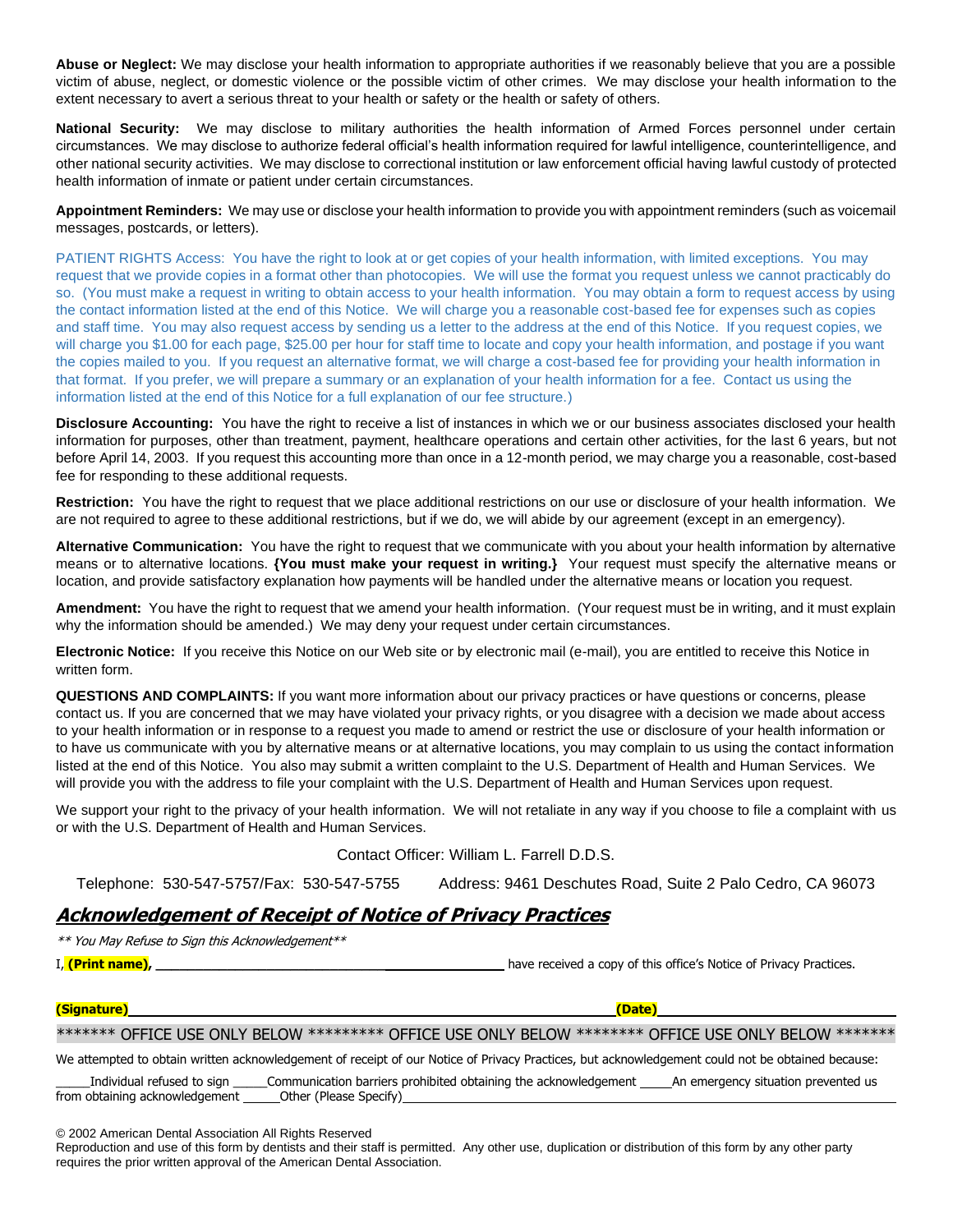**Abuse or Neglect:** We may disclose your health information to appropriate authorities if we reasonably believe that you are a possible victim of abuse, neglect, or domestic violence or the possible victim of other crimes. We may disclose your health information to the extent necessary to avert a serious threat to your health or safety or the health or safety of others.

**National Security:** We may disclose to military authorities the health information of Armed Forces personnel under certain circumstances. We may disclose to authorize federal official's health information required for lawful intelligence, counterintelligence, and other national security activities. We may disclose to correctional institution or law enforcement official having lawful custody of protected health information of inmate or patient under certain circumstances.

**Appointment Reminders:** We may use or disclose your health information to provide you with appointment reminders (such as voicemail messages, postcards, or letters).

PATIENT RIGHTS Access: You have the right to look at or get copies of your health information, with limited exceptions. You may request that we provide copies in a format other than photocopies. We will use the format you request unless we cannot practicably do so. (You must make a request in writing to obtain access to your health information. You may obtain a form to request access by using the contact information listed at the end of this Notice. We will charge you a reasonable cost-based fee for expenses such as copies and staff time. You may also request access by sending us a letter to the address at the end of this Notice. If you request copies, we will charge you $1.00 for each page, $25.00 per hour for staff time to locate and copy your health information, and postage if you want the copies mailed to you. If you request an alternative format, we will charge a cost-based fee for providing your health information in that format. If you prefer, we will prepare a summary or an explanation of your health information for a fee. Contact us using the information listed at the end of this Notice for a full explanation of our fee structure.)

**Disclosure Accounting:** You have the right to receive a list of instances in which we or our business associates disclosed your health information for purposes, other than treatment, payment, healthcare operations and certain other activities, for the last 6 years, but not before April 14, 2003. If you request this accounting more than once in a 12-month period, we may charge you a reasonable, cost-based fee for responding to these additional requests.

**Restriction:** You have the right to request that we place additional restrictions on our use or disclosure of your health information. We are not required to agree to these additional restrictions, but if we do, we will abide by our agreement (except in an emergency).

**Alternative Communication:** You have the right to request that we communicate with you about your health information by alternative means or to alternative locations. **{You must make your request in writing.}** Your request must specify the alternative means or location, and provide satisfactory explanation how payments will be handled under the alternative means or location you request.

**Amendment:** You have the right to request that we amend your health information. (Your request must be in writing, and it must explain why the information should be amended.) We may deny your request under certain circumstances.

**Electronic Notice:** If you receive this Notice on our Web site or by electronic mail (e-mail), you are entitled to receive this Notice in written form.

**QUESTIONS AND COMPLAINTS:** If you want more information about our privacy practices or have questions or concerns, please contact us. If you are concerned that we may have violated your privacy rights, or you disagree with a decision we made about access to your health information or in response to a request you made to amend or restrict the use or disclosure of your health information or to have us communicate with you by alternative means or at alternative locations, you may complain to us using the contact information listed at the end of this Notice. You also may submit a written complaint to the U.S. Department of Health and Human Services. We will provide you with the address to file your complaint with the U.S. Department of Health and Human Services upon request.

We support your right to the privacy of your health information. We will not retaliate in any way if you choose to file a complaint with us or with the U.S. Department of Health and Human Services.

Contact Officer: William L. Farrell D.D.S.

Telephone: 530-547-5757/Fax: 530-547-5755 Address: 9461 Deschutes Road, Suite 2 Palo Cedro, CA 96073

## *Acknowledgement of Receipt of Notice of Privacy Practices*

*\*\* You May Refuse to Sign this Acknowledgement\*\**

I, **(Print name),** ________________________________________________ have received a copy of this office's Notice of Privacy Practices.

**(Signature)**____________________________________________________________ **(Date)**____________________________

\*\*\*\*\*\*\* OFFICE USE ONLY BELOW \*\*\*\*\*\*\*\*\* OFFICE USE ONLY BELOW \*\*\*\*\*\*\*\* OFFICE USE ONLY BELOW \*\*\*\*\*\*\*

We attempted to obtain written acknowledgement of receipt of our Notice of Privacy Practices, but acknowledgement could not be obtained because:

_____Individual refused to sign _____Communication barriers prohibited obtaining the acknowledgement _____An emergency situation prevented us from obtaining acknowledgement _____Other (Please Specify)________________________________________________

© 2002 American Dental Association All Rights Reserved
Reproduction and use of this form by dentists and their staff is permitted. Any other use, duplication or distribution of this form by any other party requires the prior written approval of the American Dental Association.